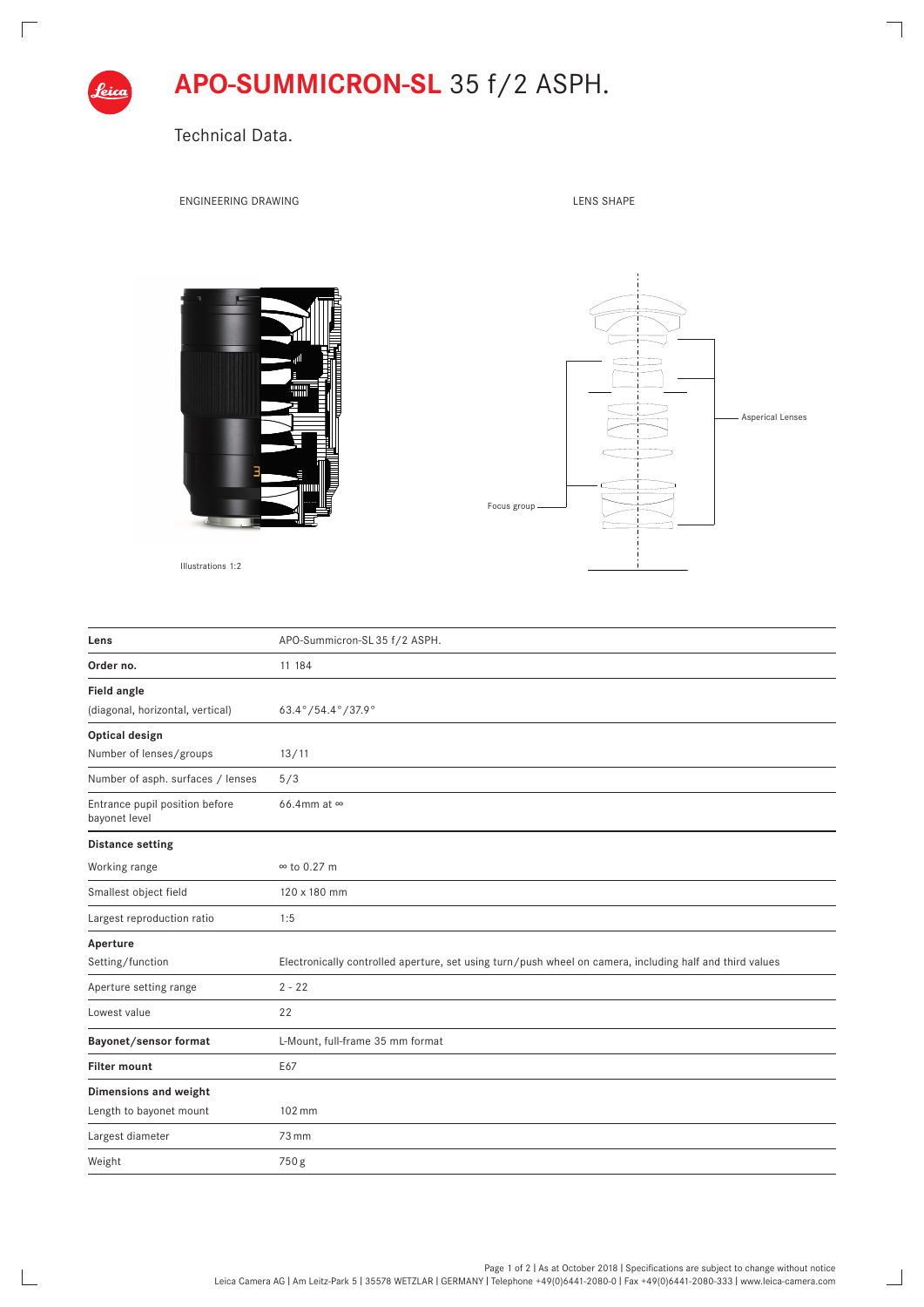# **APO-SUMMICRON-SL** 35 f/2 ASPH.

Technical Data.

ENGINEERING DRAWING

LENS SHAPE

Asperical Lenses

Focus group

Illustrations 1:2

| | |
|---|---|
| **Lens** | APO-Summicron-SL 35 f/2 ASPH. |
| **Order no.** | 11 184 |
| **Field angle**<br>(diagonal, horizontal, vertical) | 63.4°/54.4°/37.9° |
| **Optical design**<br>Number of lenses/groups | 13/11 |
| Number of asph. surfaces / lenses | 5/3 |
| Entrance pupil position before bayonet level | 66.4mm at ∞ |
| **Distance setting**<br>Working range | ∞ to 0.27 m |
| Smallest object field | 120 x 180 mm |
| Largest reproduction ratio | 1:5 |
| **Aperture**<br>Setting/function | Electronically controlled aperture, set using turn/push wheel on camera, including half and third values |
| Aperture setting range | 2 - 22 |
| Lowest value | 22 |
| **Bayonet/sensor format** | L-Mount, full-frame 35 mm format |
| **Filter mount** | E67 |
| **Dimensions and weight**<br>Length to bayonet mount | 102 mm |
| Largest diameter | 73 mm |
| Weight | 750 g |

As at October 2018 | Specifications are subject to change without notice
Leica Camera AG | Am Leitz-Park 5 | 35578 WETZLAR | GERMANY | Telephone +49(0)6441-2080-0 | Fax +49(0)6441-2080-333 | www.leica-camera.com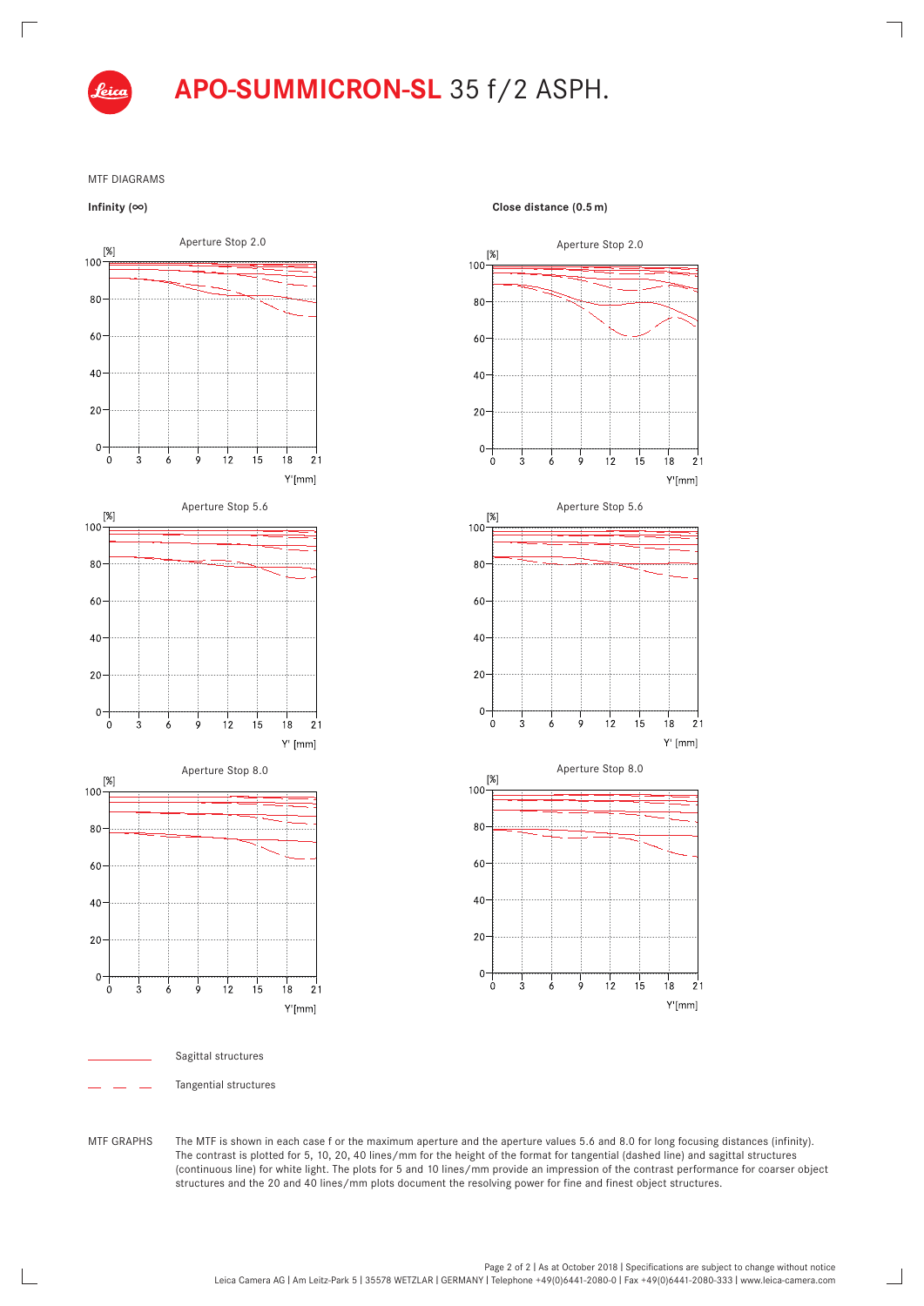# APO-SUMMICRON-SL 35 f/2 ASPH.

MTF DIAGRAMS

**Infinity (∞)**

Aperture Stop 2.0

[%]
100
80
60
40
20
0
0 3 6 9 12 15 18 21
Y'[mm]

Aperture Stop 5.6

[%]
100
80
60
40
20
0
0 3 6 9 12 15 18 21
Y' [mm]

Aperture Stop 8.0

[%]
100
80
60
40
20
0
0 3 6 9 12 15 18 21
Y'[mm]

**Close distance (0.5 m)**

Aperture Stop 2.0

[%]
100
80
60
40
20
0
0 3 6 9 12 15 18 21
Y'[mm]

Aperture Stop 5.6

[%]
100
80
60
40
20
0
0 3 6 9 12 15 18 21
Y' [mm]

Aperture Stop 8.0

[%]
100
80
60
40
20
0
0 3 6 9 12 15 18 21
Y'[mm]

Sagittal structures

Tangential structures

MTF GRAPHS

The MTF is shown in each case f or the maximum aperture and the aperture values 5.6 and 8.0 for long focusing distances (infinity). The contrast is plotted for 5, 10, 20, 40 lines/mm for the height of the format for tangential (dashed line) and sagittal structures (continuous line) for white light. The plots for 5 and 10 lines/mm provide an impression of the contrast performance for coarser object structures and the 20 and 40 lines/mm plots document the resolving power for fine and finest object structures.

Page 2 of 2 | As at October 2018 | Specifications are subject to change without notice
Leica Camera AG | Am Leitz-Park 5 | 35578 WETZLAR | GERMANY | Telephone +49(0)6441-2080-0 | Fax +49(0)6441-2080-333 | www.leica-camera.com